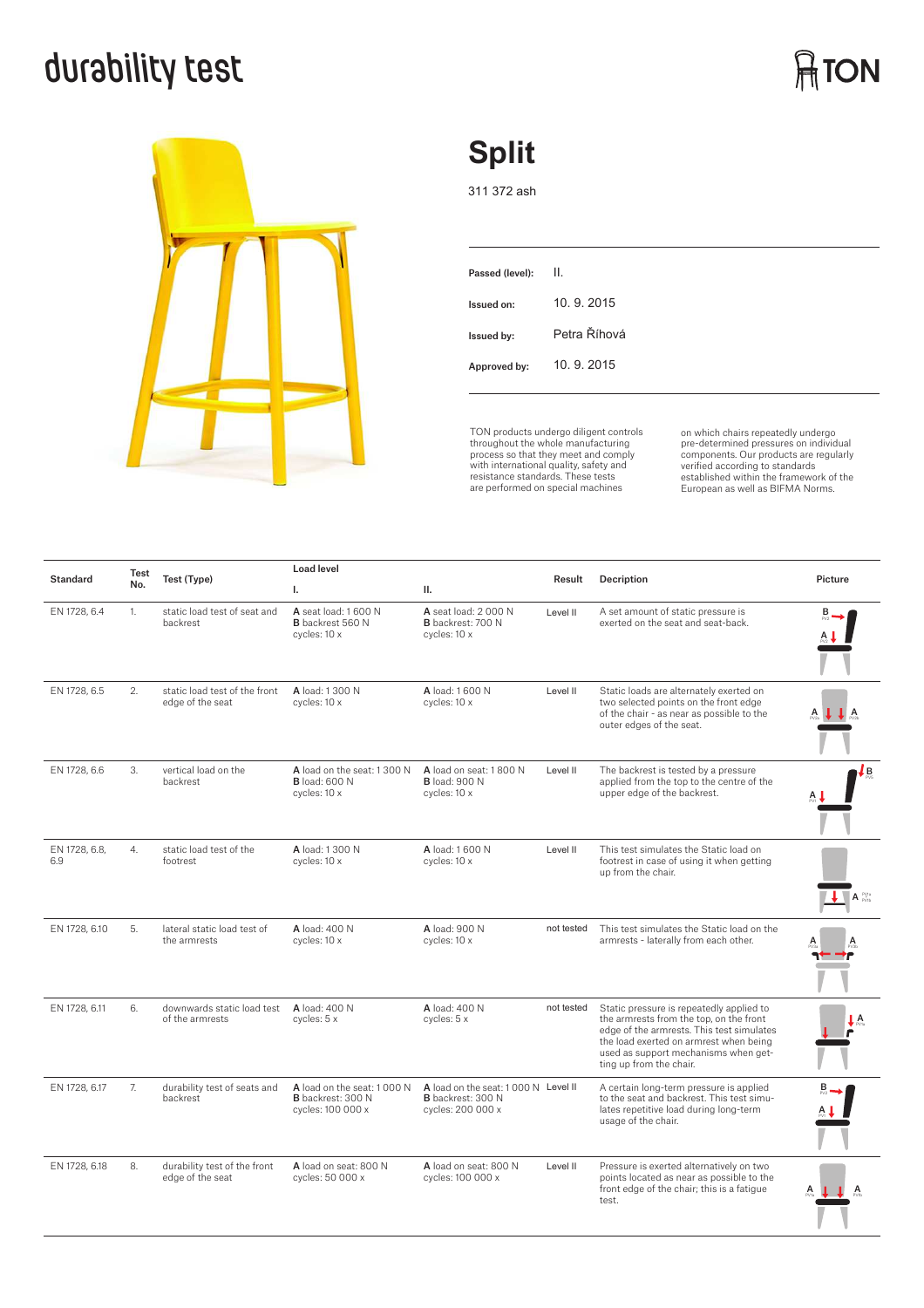# durability test

TON

## Split

311 372 ash

|  |  |
|---|---|
| **Passed (level):** | II. |
| **Issued on:** | 10. 9. 2015 |
| **Issued by:** | Petra Říhová |
| **Approved by:** | 10. 9. 2015 |

TON products undergo diligent controls throughout the whole manufacturing process so that they meet and comply with international quality, safety and resistance standards. These tests are performed on special machines on which chairs repeatedly undergo pre-determined pressures on individual components. Our products are regularly verified according to standards established within the framework of the European as well as BIFMA Norms.

| Standard | Test No. | Test (Type) | Load level I. | Load level II. | Result | Decription | Picture |
|---|---|---|---|---|---|---|---|
| EN 1728, 6.4 | 1. | static load test of seat and backrest | **A** seat load: 1 600 N **B** backrest 560 N cycles: 10 x | **A** seat load: 2 000 N **B** backrest: 700 N cycles: 10 x | Level II | A set amount of static pressure is exerted on the seat and seat-back. | |
| EN 1728, 6.5 | 2. | static load test of the front edge of the seat | **A** load: 1 300 N cycles: 10 x | **A** load: 1 600 N cycles: 10 x | Level II | Static loads are alternately exerted on two selected points on the front edge of the chair - as near as possible to the outer edges of the seat. | |
| EN 1728, 6.6 | 3. | vertical load on the backrest | **A** load on the seat: 1 300 N **B** load: 600 N cycles: 10 x | **A** load on seat: 1 800 N **B** load: 900 N cycles: 10 x | Level II | The backrest is tested by a pressure applied from the top to the centre of the upper edge of the backrest. | |
| EN 1728, 6.8, 6.9 | 4. | static load test of the footrest | **A** load: 1 300 N cycles: 10 x | **A** load: 1 600 N cycles: 10 x | Level II | This test simulates the Static load on footrest in case of using it when getting up from the chair. | |
| EN 1728, 6.10 | 5. | lateral static load test of the armrests | **A** load: 400 N cycles: 10 x | **A** load: 900 N cycles: 10 x | not tested | This test simulates the Static load on the armrests - laterally from each other. | |
| EN 1728, 6.11 | 6. | downwards static load test of the armrests | **A** load: 400 N cycles: 5 x | **A** load: 400 N cycles: 5 x | not tested | Static pressure is repeatedly applied to the armrests from the top, on the front edge of the armrests. This test simulates the load exerted on armrest when being used as support mechanisms when getting up from the chair. | |
| EN 1728, 6.17 | 7. | durability test of seats and backrest | **A** load on the seat: 1 000 N **B** backrest: 300 N cycles: 100 000 x | **A** load on the seat: 1 000 N **B** backrest: 300 N cycles: 200 000 x | Level II | A certain long-term pressure is applied to the seat and backrest. This test simulates repetitive load during long-term usage of the chair. | |
| EN 1728, 6.18 | 8. | durability test of the front edge of the seat | **A** load on seat: 800 N cycles: 50 000 x | **A** load on seat: 800 N cycles: 100 000 x | Level II | Pressure is exerted alternatively on two points located as near as possible to the front edge of the chair; this is a fatigue test. | |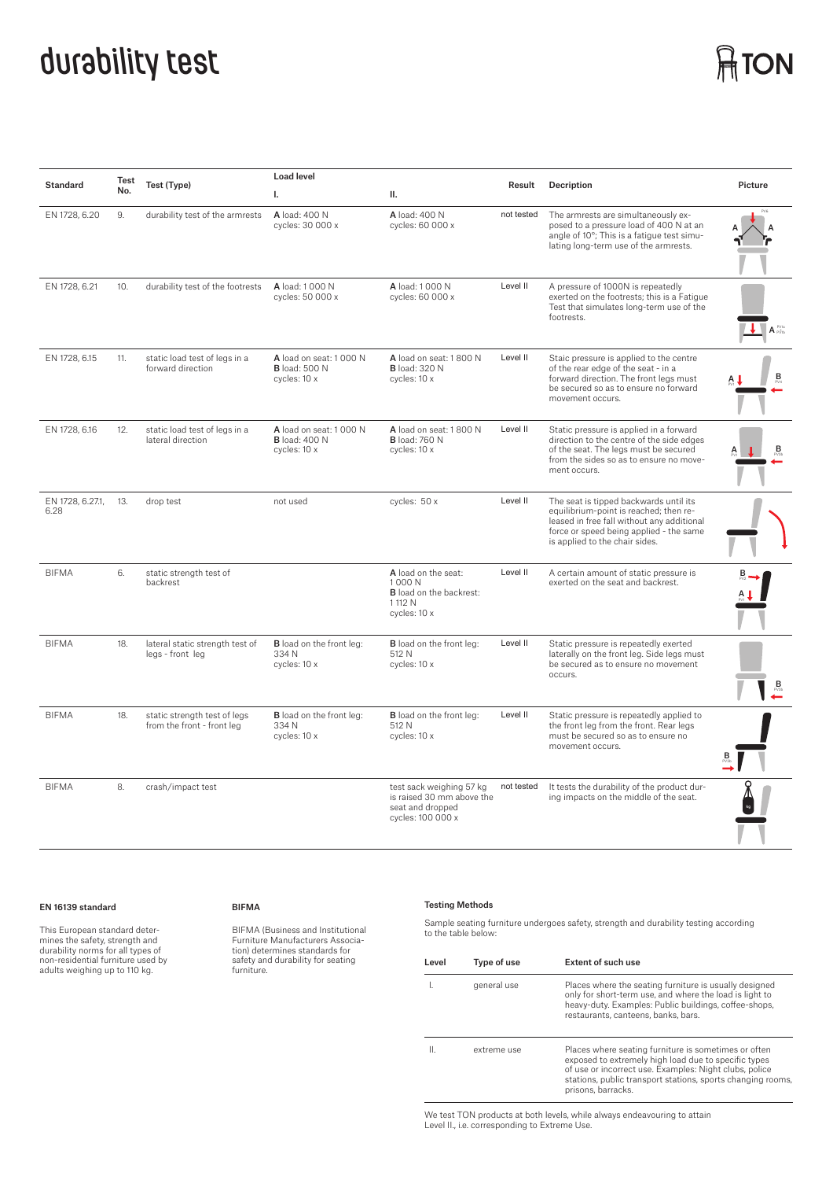# durability test

TON

| Standard | Test No. | Test (Type) | Load level I. | II. | Result | Decription | Picture |
|---|---|---|---|---|---|---|---|
| EN 1728, 6.20 | 9. | durability test of the armrests | **A** load: 400 N cycles: 30 000 x | **A** load: 400 N cycles: 60 000 x | not tested | The armrests are simultaneously exposed to a pressure load of 400 N at an angle of 10°; This is a fatigue test simulating long-term use of the armrests. | |
| EN 1728, 6.21 | 10. | durability test of the footrests | **A** load: 1 000 N cycles: 50 000 x | **A** load: 1 000 N cycles: 60 000 x | Level II | A pressure of 1000N is repeatedly exerted on the footrests; this is a Fatigue Test that simulates long-term use of the footrests. | |
| EN 1728, 6.15 | 11. | static load test of legs in a forward direction | **A** load on seat: 1 000 N **B** load: 500 N cycles: 10 x | **A** load on seat: 1 800 N **B** load: 320 N cycles: 10 x | Level II | Staic pressure is applied to the centre of the rear edge of the seat - in a forward direction. The front legs must be secured so as to ensure no forward movement occurs. | |
| EN 1728, 6.16 | 12. | static load test of legs in a lateral direction | **A** load on seat: 1 000 N **B** load: 400 N cycles: 10 x | **A** load on seat: 1 800 N **B** load: 760 N cycles: 10 x | Level II | Static pressure is applied in a forward direction to the centre of the side edges of the seat. The legs must be secured from the sides so as to ensure no movement occurs. | |
| EN 1728, 6.27.1, 6.28 | 13. | drop test | not used | cycles: 50 x | Level II | The seat is tipped backwards until its equilibrium-point is reached; then released in free fall without any additional force or speed being applied - the same is applied to the chair sides. | |
| BIFMA | 6. | static strength test of backrest | | **A** load on the seat: 1 000 N **B** load on the backrest: 1 112 N cycles: 10 x | Level II | A certain amount of static pressure is exerted on the seat and backrest. | |
| BIFMA | 18. | lateral static strength test of legs - front leg | **B** load on the front leg: 334 N cycles: 10 x | **B** load on the front leg: 512 N cycles: 10 x | Level II | Static pressure is repeatedly exerted laterally on the front leg. Side legs must be secured as to ensure no movement occurs. | |
| BIFMA | 18. | static strength test of legs from the front - front leg | **B** load on the front leg: 334 N cycles: 10 x | **B** load on the front leg: 512 N cycles: 10 x | Level II | Static pressure is repeatedly applied to the front leg from the front. Rear legs must be secured so as to ensure no movement occurs. | |
| BIFMA | 8. | crash/impact test | | test sack weighing 57 kg is raised 30 mm above the seat and dropped cycles: 100 000 x | not tested | It tests the durability of the product during impacts on the middle of the seat. | |

### EN 16139 standard

This European standard determines the safety, strength and durability norms for all types of non-residential furniture used by adults weighing up to 110 kg.

### BIFMA

BIFMA (Business and Institutional Furniture Manufacturers Association) determines standards for safety and durability for seating furniture.

### Testing Methods

Sample seating furniture undergoes safety, strength and durability testing according to the table below:

| Level | Type of use | Extent of such use |
|---|---|---|
| I. | general use | Places where the seating furniture is usually designed only for short-term use, and where the load is light to heavy-duty. Examples: Public buildings, coffee-shops, restaurants, canteens, banks, bars. |
| II. | extreme use | Places where seating furniture is sometimes or often exposed to extremely high load due to specific types of use or incorrect use. Examples: Night clubs, police stations, public transport stations, sports changing rooms, prisons, barracks. |

We test TON products at both levels, while always endeavouring to attain Level II., i.e. corresponding to Extreme Use.